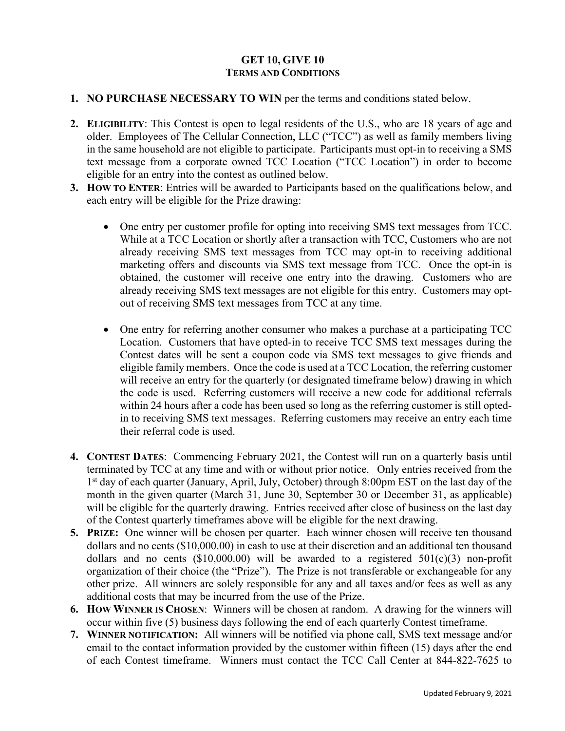# GET 10, GIVE 10

## TERMS AND CONDITIONS

1. **NO PURCHASE NECESSARY TO WIN** per the terms and conditions stated below.

2. **ELIGIBILITY**: This Contest is open to legal residents of the U.S., who are 18 years of age and older. Employees of The Cellular Connection, LLC ("TCC") as well as family members living in the same household are not eligible to participate. Participants must opt-in to receiving a SMS text message from a corporate owned TCC Location ("TCC Location") in order to become eligible for an entry into the contest as outlined below.

3. **HOW TO ENTER**: Entries will be awarded to Participants based on the qualifications below, and each entry will be eligible for the Prize drawing:

   - One entry per customer profile for opting into receiving SMS text messages from TCC. While at a TCC Location or shortly after a transaction with TCC, Customers who are not already receiving SMS text messages from TCC may opt-in to receiving additional marketing offers and discounts via SMS text message from TCC. Once the opt-in is obtained, the customer will receive one entry into the drawing. Customers who are already receiving SMS text messages are not eligible for this entry. Customers may opt-out of receiving SMS text messages from TCC at any time.

   - One entry for referring another consumer who makes a purchase at a participating TCC Location. Customers that have opted-in to receive TCC SMS text messages during the Contest dates will be sent a coupon code via SMS text messages to give friends and eligible family members. Once the code is used at a TCC Location, the referring customer will receive an entry for the quarterly (or designated timeframe below) drawing in which the code is used. Referring customers will receive a new code for additional referrals within 24 hours after a code has been used so long as the referring customer is still opted-in to receiving SMS text messages. Referring customers may receive an entry each time their referral code is used.

4. **CONTEST DATES**: Commencing February 2021, the Contest will run on a quarterly basis until terminated by TCC at any time and with or without prior notice. Only entries received from the 1st day of each quarter (January, April, July, October) through 8:00pm EST on the last day of the month in the given quarter (March 31, June 30, September 30 or December 31, as applicable) will be eligible for the quarterly drawing. Entries received after close of business on the last day of the Contest quarterly timeframes above will be eligible for the next drawing.

5. **PRIZE:** One winner will be chosen per quarter. Each winner chosen will receive ten thousand dollars and no cents ($10,000.00) in cash to use at their discretion and an additional ten thousand dollars and no cents ($10,000.00) will be awarded to a registered 501(c)(3) non-profit organization of their choice (the "Prize"). The Prize is not transferable or exchangeable for any other prize. All winners are solely responsible for any and all taxes and/or fees as well as any additional costs that may be incurred from the use of the Prize.

6. **HOW WINNER IS CHOSEN**: Winners will be chosen at random. A drawing for the winners will occur within five (5) business days following the end of each quarterly Contest timeframe.

7. **WINNER NOTIFICATION:** All winners will be notified via phone call, SMS text message and/or email to the contact information provided by the customer within fifteen (15) days after the end of each Contest timeframe. Winners must contact the TCC Call Center at 844-822-7625 to

Updated February 9, 2021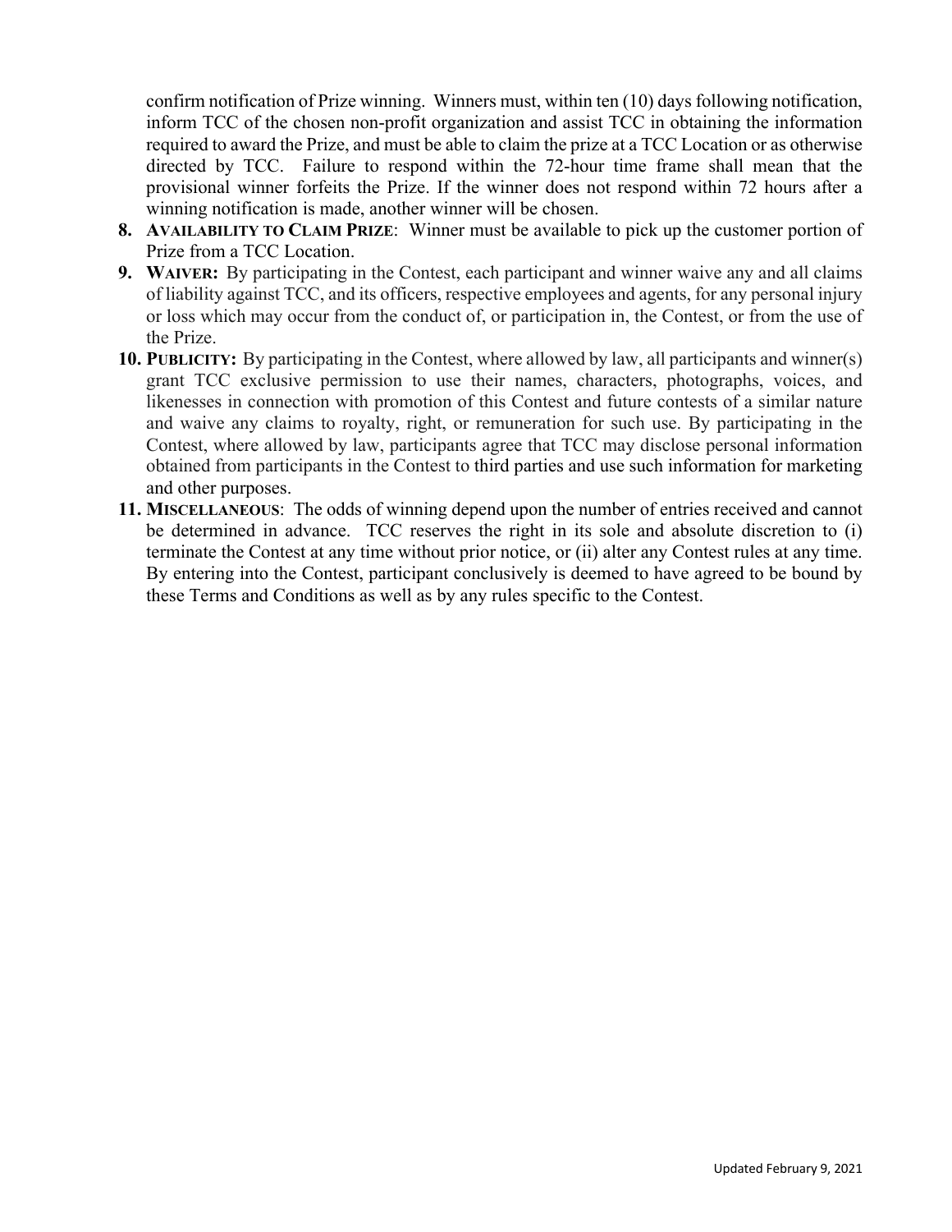confirm notification of Prize winning. Winners must, within ten (10) days following notification, inform TCC of the chosen non-profit organization and assist TCC in obtaining the information required to award the Prize, and must be able to claim the prize at a TCC Location or as otherwise directed by TCC. Failure to respond within the 72-hour time frame shall mean that the provisional winner forfeits the Prize. If the winner does not respond within 72 hours after a winning notification is made, another winner will be chosen.

8. **AVAILABILITY TO CLAIM PRIZE**: Winner must be available to pick up the customer portion of Prize from a TCC Location.
9. **WAIVER:** By participating in the Contest, each participant and winner waive any and all claims of liability against TCC, and its officers, respective employees and agents, for any personal injury or loss which may occur from the conduct of, or participation in, the Contest, or from the use of the Prize.
10. **PUBLICITY:** By participating in the Contest, where allowed by law, all participants and winner(s) grant TCC exclusive permission to use their names, characters, photographs, voices, and likenesses in connection with promotion of this Contest and future contests of a similar nature and waive any claims to royalty, right, or remuneration for such use. By participating in the Contest, where allowed by law, participants agree that TCC may disclose personal information obtained from participants in the Contest to third parties and use such information for marketing and other purposes.
11. **MISCELLANEOUS**: The odds of winning depend upon the number of entries received and cannot be determined in advance. TCC reserves the right in its sole and absolute discretion to (i) terminate the Contest at any time without prior notice, or (ii) alter any Contest rules at any time. By entering into the Contest, participant conclusively is deemed to have agreed to be bound by these Terms and Conditions as well as by any rules specific to the Contest.

Updated February 9, 2021